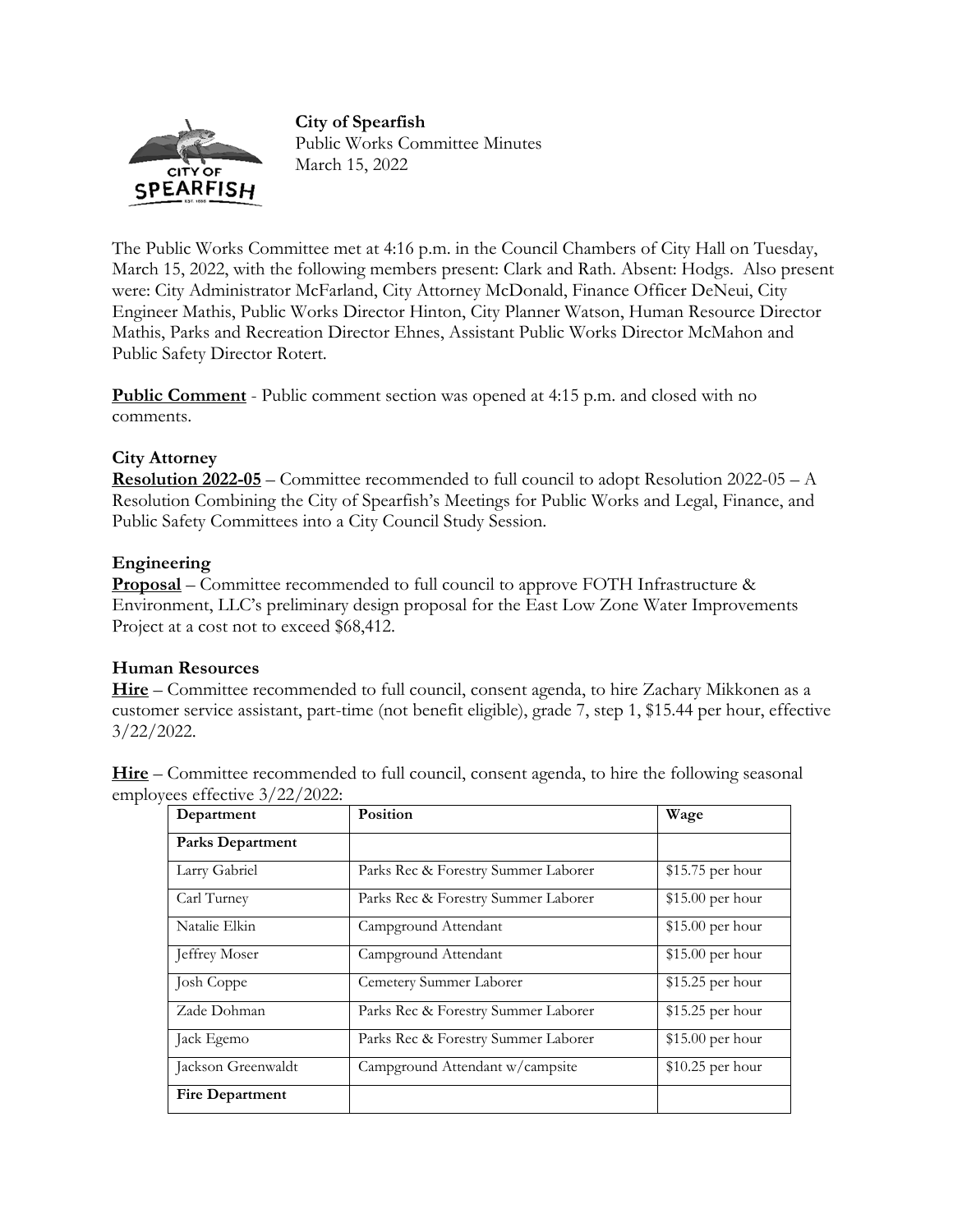**City of Spearfish**
Public Works Committee Minutes
March 15, 2022

The Public Works Committee met at 4:16 p.m. in the Council Chambers of City Hall on Tuesday, March 15, 2022, with the following members present: Clark and Rath. Absent: Hodgs. Also present were: City Administrator McFarland, City Attorney McDonald, Finance Officer DeNeui, City Engineer Mathis, Public Works Director Hinton, City Planner Watson, Human Resource Director Mathis, Parks and Recreation Director Ehnes, Assistant Public Works Director McMahon and Public Safety Director Rotert.

**Public Comment** - Public comment section was opened at 4:15 p.m. and closed with no comments.

**City Attorney**

**Resolution 2022-05** – Committee recommended to full council to adopt Resolution 2022-05 – A Resolution Combining the City of Spearfish's Meetings for Public Works and Legal, Finance, and Public Safety Committees into a City Council Study Session.

**Engineering**

**Proposal** – Committee recommended to full council to approve FOTH Infrastructure & Environment, LLC's preliminary design proposal for the East Low Zone Water Improvements Project at a cost not to exceed $68,412.

**Human Resources**

**Hire** – Committee recommended to full council, consent agenda, to hire Zachary Mikkonen as a customer service assistant, part-time (not benefit eligible), grade 7, step 1, $15.44 per hour, effective 3/22/2022.

**Hire** – Committee recommended to full council, consent agenda, to hire the following seasonal employees effective 3/22/2022:

| Department | Position | Wage |
|---|---|---|
| **Parks Department** | | |
| Larry Gabriel | Parks Rec & Forestry Summer Laborer | $15.75 per hour |
| Carl Turney | Parks Rec & Forestry Summer Laborer | $15.00 per hour |
| Natalie Elkin | Campground Attendant | $15.00 per hour |
| Jeffrey Moser | Campground Attendant | $15.00 per hour |
| Josh Coppe | Cemetery Summer Laborer | $15.25 per hour |
| Zade Dohman | Parks Rec & Forestry Summer Laborer | $15.25 per hour |
| Jack Egemo | Parks Rec & Forestry Summer Laborer | $15.00 per hour |
| Jackson Greenwaldt | Campground Attendant w/campsite | $10.25 per hour |
| **Fire Department** | | |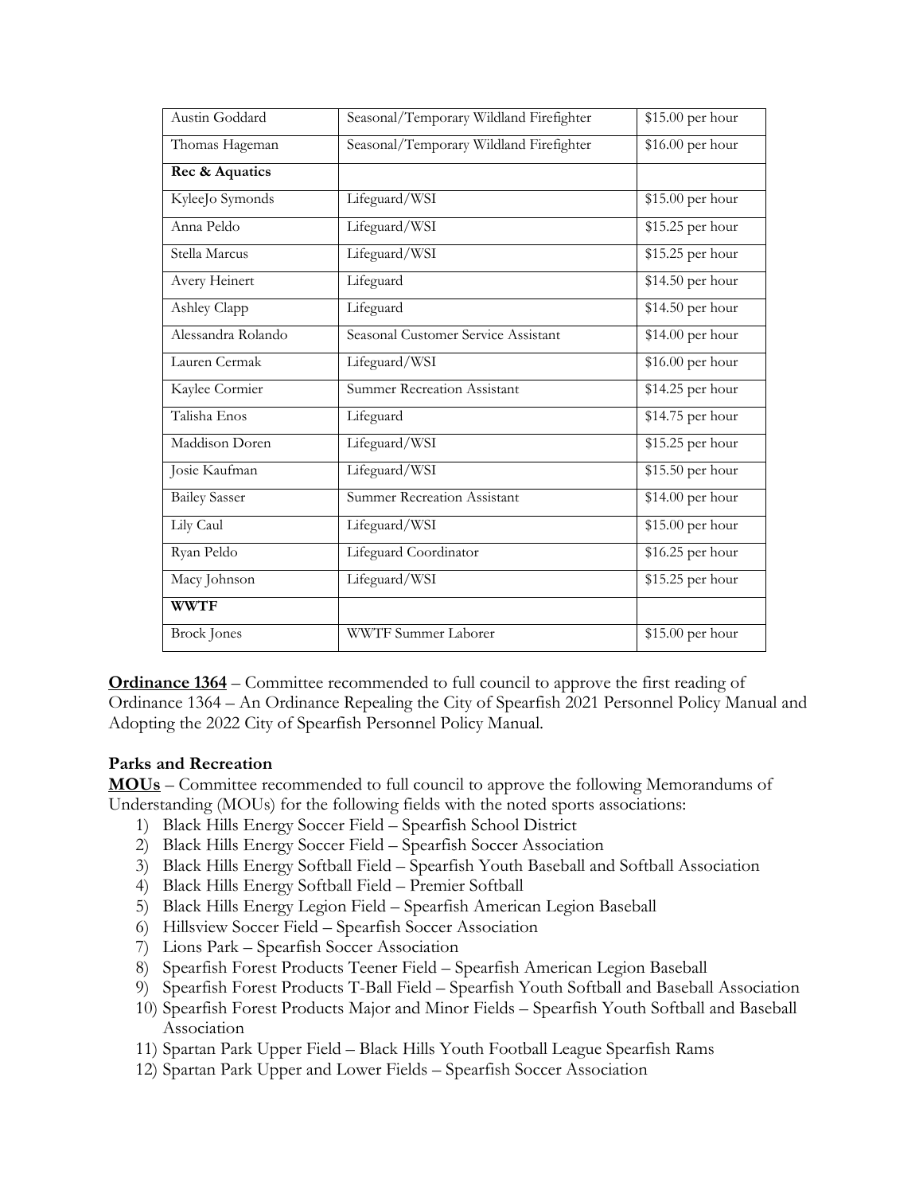| Austin Goddard | Seasonal/Temporary Wildland Firefighter | $15.00 per hour |
|---|---|---|
| Thomas Hageman | Seasonal/Temporary Wildland Firefighter | $16.00 per hour |
| **Rec & Aquatics** | | |
| KyleeJo Symonds | Lifeguard/WSI | $15.00 per hour |
| Anna Peldo | Lifeguard/WSI | $15.25 per hour |
| Stella Marcus | Lifeguard/WSI | $15.25 per hour |
| Avery Heinert | Lifeguard | $14.50 per hour |
| Ashley Clapp | Lifeguard | $14.50 per hour |
| Alessandra Rolando | Seasonal Customer Service Assistant | $14.00 per hour |
| Lauren Cermak | Lifeguard/WSI | $16.00 per hour |
| Kaylee Cormier | Summer Recreation Assistant | $14.25 per hour |
| Talisha Enos | Lifeguard | $14.75 per hour |
| Maddison Doren | Lifeguard/WSI | $15.25 per hour |
| Josie Kaufman | Lifeguard/WSI | $15.50 per hour |
| Bailey Sasser | Summer Recreation Assistant | $14.00 per hour |
| Lily Caul | Lifeguard/WSI | $15.00 per hour |
| Ryan Peldo | Lifeguard Coordinator | $16.25 per hour |
| Macy Johnson | Lifeguard/WSI | $15.25 per hour |
| **WWTF** | | |
| Brock Jones | WWTF Summer Laborer | $15.00 per hour |

**Ordinance 1364** – Committee recommended to full council to approve the first reading of Ordinance 1364 – An Ordinance Repealing the City of Spearfish 2021 Personnel Policy Manual and Adopting the 2022 City of Spearfish Personnel Policy Manual.

**Parks and Recreation**

**MOUs** – Committee recommended to full council to approve the following Memorandums of Understanding (MOUs) for the following fields with the noted sports associations:

1) Black Hills Energy Soccer Field – Spearfish School District
2) Black Hills Energy Soccer Field – Spearfish Soccer Association
3) Black Hills Energy Softball Field – Spearfish Youth Baseball and Softball Association
4) Black Hills Energy Softball Field – Premier Softball
5) Black Hills Energy Legion Field – Spearfish American Legion Baseball
6) Hillsview Soccer Field – Spearfish Soccer Association
7) Lions Park – Spearfish Soccer Association
8) Spearfish Forest Products Teener Field – Spearfish American Legion Baseball
9) Spearfish Forest Products T-Ball Field – Spearfish Youth Softball and Baseball Association
10) Spearfish Forest Products Major and Minor Fields – Spearfish Youth Softball and Baseball Association
11) Spartan Park Upper Field – Black Hills Youth Football League Spearfish Rams
12) Spartan Park Upper and Lower Fields – Spearfish Soccer Association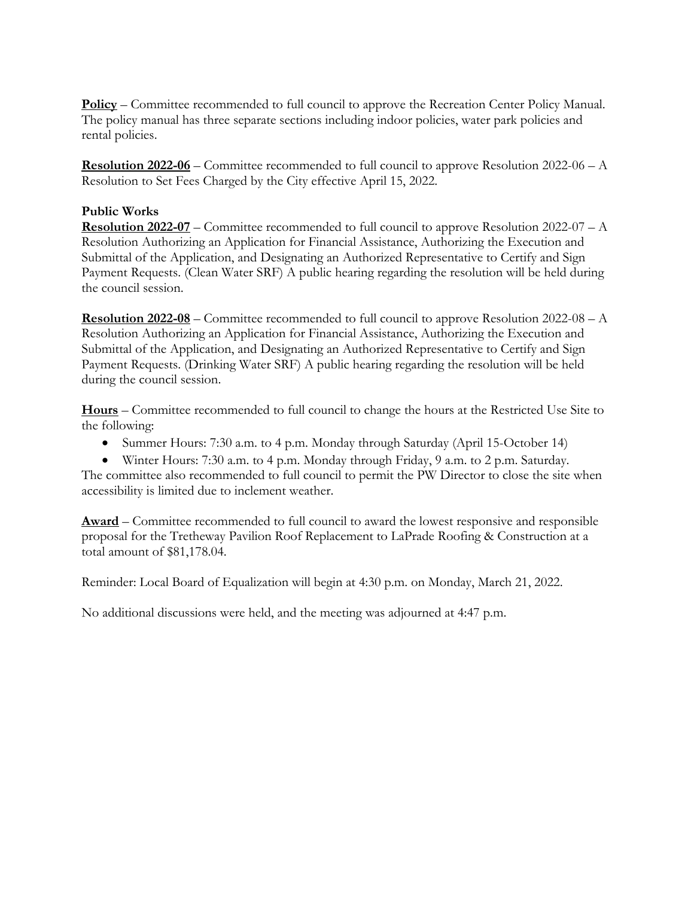**Policy** – Committee recommended to full council to approve the Recreation Center Policy Manual. The policy manual has three separate sections including indoor policies, water park policies and rental policies.

**Resolution 2022-06** – Committee recommended to full council to approve Resolution 2022-06 – A Resolution to Set Fees Charged by the City effective April 15, 2022.

**Public Works**

**Resolution 2022-07** – Committee recommended to full council to approve Resolution 2022-07 – A Resolution Authorizing an Application for Financial Assistance, Authorizing the Execution and Submittal of the Application, and Designating an Authorized Representative to Certify and Sign Payment Requests. (Clean Water SRF) A public hearing regarding the resolution will be held during the council session.

**Resolution 2022-08** – Committee recommended to full council to approve Resolution 2022-08 – A Resolution Authorizing an Application for Financial Assistance, Authorizing the Execution and Submittal of the Application, and Designating an Authorized Representative to Certify and Sign Payment Requests. (Drinking Water SRF) A public hearing regarding the resolution will be held during the council session.

**Hours** – Committee recommended to full council to change the hours at the Restricted Use Site to the following:

- Summer Hours: 7:30 a.m. to 4 p.m. Monday through Saturday (April 15-October 14)
- Winter Hours: 7:30 a.m. to 4 p.m. Monday through Friday, 9 a.m. to 2 p.m. Saturday.

The committee also recommended to full council to permit the PW Director to close the site when accessibility is limited due to inclement weather.

**Award** – Committee recommended to full council to award the lowest responsive and responsible proposal for the Tretheway Pavilion Roof Replacement to LaPrade Roofing & Construction at a total amount of $81,178.04.

Reminder: Local Board of Equalization will begin at 4:30 p.m. on Monday, March 21, 2022.

No additional discussions were held, and the meeting was adjourned at 4:47 p.m.